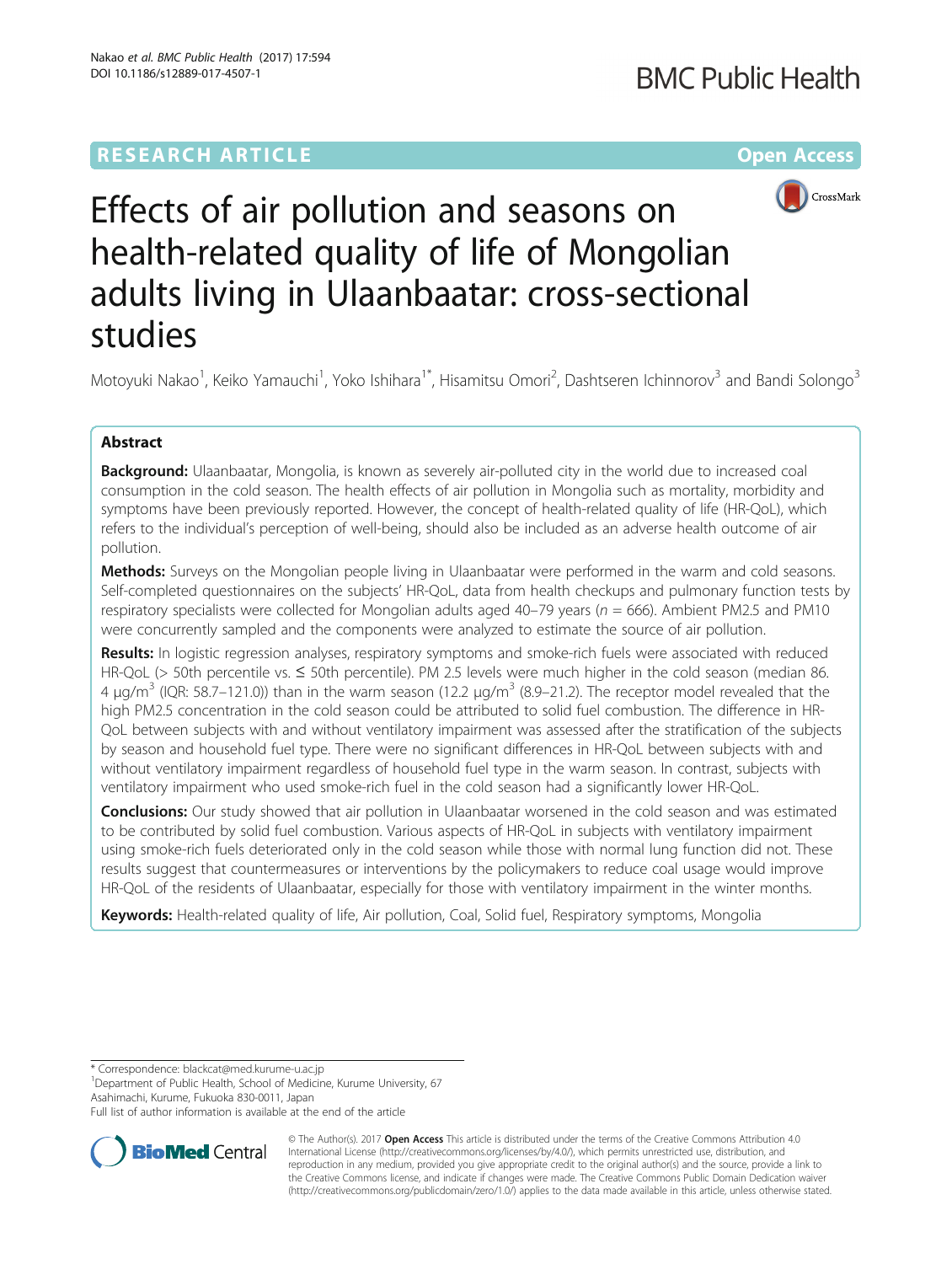RESEARCH ARTICLE

Open Access

# Effects of air pollution and seasons on health-related quality of life of Mongolian adults living in Ulaanbaatar: cross-sectional studies

Motoyuki Nakao[1], Keiko Yamauchi[1], Yoko Ishihara[1*], Hisamitsu Omori[2], Dashtseren Ichinnorov[3] and Bandi Solongo[3]

## Abstract

**Background:** Ulaanbaatar, Mongolia, is known as severely air-polluted city in the world due to increased coal consumption in the cold season. The health effects of air pollution in Mongolia such as mortality, morbidity and symptoms have been previously reported. However, the concept of health-related quality of life (HR-QoL), which refers to the individual's perception of well-being, should also be included as an adverse health outcome of air pollution.

**Methods:** Surveys on the Mongolian people living in Ulaanbaatar were performed in the warm and cold seasons. Self-completed questionnaires on the subjects' HR-QoL, data from health checkups and pulmonary function tests by respiratory specialists were collected for Mongolian adults aged 40–79 years ($n$ = 666). Ambient PM2.5 and PM10 were concurrently sampled and the components were analyzed to estimate the source of air pollution.

**Results:** In logistic regression analyses, respiratory symptoms and smoke-rich fuels were associated with reduced HR-QoL (> 50th percentile vs. ≤ 50th percentile). PM 2.5 levels were much higher in the cold season (median 86.4 μg/m$^3$ (IQR: 58.7–121.0)) than in the warm season (12.2 μg/m$^3$ (8.9–21.2). The receptor model revealed that the high PM2.5 concentration in the cold season could be attributed to solid fuel combustion. The difference in HR-QoL between subjects with and without ventilatory impairment was assessed after the stratification of the subjects by season and household fuel type. There were no significant differences in HR-QoL between subjects with and without ventilatory impairment regardless of household fuel type in the warm season. In contrast, subjects with ventilatory impairment who used smoke-rich fuel in the cold season had a significantly lower HR-QoL.

**Conclusions:** Our study showed that air pollution in Ulaanbaatar worsened in the cold season and was estimated to be contributed by solid fuel combustion. Various aspects of HR-QoL in subjects with ventilatory impairment using smoke-rich fuels deteriorated only in the cold season while those with normal lung function did not. These results suggest that countermeasures or interventions by the policymakers to reduce coal usage would improve HR-QoL of the residents of Ulaanbaatar, especially for those with ventilatory impairment in the winter months.

**Keywords:** Health-related quality of life, Air pollution, Coal, Solid fuel, Respiratory symptoms, Mongolia

\* Correspondence: blackcat@med.kurume-u.ac.jp
[1]Department of Public Health, School of Medicine, Kurume University, 67 Asahimachi, Kurume, Fukuoka 830-0011, Japan
Full list of author information is available at the end of the article

© The Author(s). 2017 **Open Access** This article is distributed under the terms of the Creative Commons Attribution 4.0 International License (http://creativecommons.org/licenses/by/4.0/), which permits unrestricted use, distribution, and reproduction in any medium, provided you give appropriate credit to the original author(s) and the source, provide a link to the Creative Commons license, and indicate if changes were made. The Creative Commons Public Domain Dedication waiver (http://creativecommons.org/publicdomain/zero/1.0/) applies to the data made available in this article, unless otherwise stated.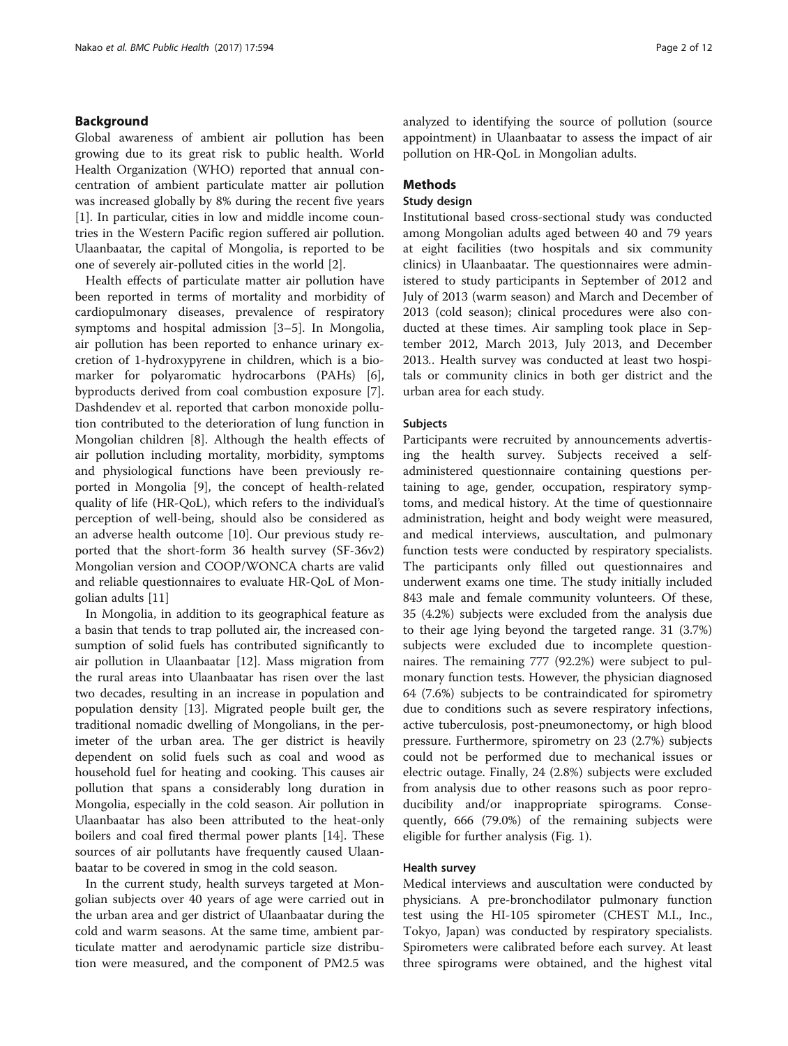## Background

Global awareness of ambient air pollution has been growing due to its great risk to public health. World Health Organization (WHO) reported that annual concentration of ambient particulate matter air pollution was increased globally by 8% during the recent five years [1]. In particular, cities in low and middle income countries in the Western Pacific region suffered air pollution. Ulaanbaatar, the capital of Mongolia, is reported to be one of severely air-polluted cities in the world [2].

Health effects of particulate matter air pollution have been reported in terms of mortality and morbidity of cardiopulmonary diseases, prevalence of respiratory symptoms and hospital admission [3–5]. In Mongolia, air pollution has been reported to enhance urinary excretion of 1-hydroxypyrene in children, which is a biomarker for polyaromatic hydrocarbons (PAHs) [6], byproducts derived from coal combustion exposure [7]. Dashdendev et al. reported that carbon monoxide pollution contributed to the deterioration of lung function in Mongolian children [8]. Although the health effects of air pollution including mortality, morbidity, symptoms and physiological functions have been previously reported in Mongolia [9], the concept of health-related quality of life (HR-QoL), which refers to the individual's perception of well-being, should also be considered as an adverse health outcome [10]. Our previous study reported that the short-form 36 health survey (SF-36v2) Mongolian version and COOP/WONCA charts are valid and reliable questionnaires to evaluate HR-QoL of Mongolian adults [11]

In Mongolia, in addition to its geographical feature as a basin that tends to trap polluted air, the increased consumption of solid fuels has contributed significantly to air pollution in Ulaanbaatar [12]. Mass migration from the rural areas into Ulaanbaatar has risen over the last two decades, resulting in an increase in population and population density [13]. Migrated people built ger, the traditional nomadic dwelling of Mongolians, in the perimeter of the urban area. The ger district is heavily dependent on solid fuels such as coal and wood as household fuel for heating and cooking. This causes air pollution that spans a considerably long duration in Mongolia, especially in the cold season. Air pollution in Ulaanbaatar has also been attributed to the heat-only boilers and coal fired thermal power plants [14]. These sources of air pollutants have frequently caused Ulaanbaatar to be covered in smog in the cold season.

In the current study, health surveys targeted at Mongolian subjects over 40 years of age were carried out in the urban area and ger district of Ulaanbaatar during the cold and warm seasons. At the same time, ambient particulate matter and aerodynamic particle size distribution were measured, and the component of PM2.5 was analyzed to identifying the source of pollution (source appointment) in Ulaanbaatar to assess the impact of air pollution on HR-QoL in Mongolian adults.

## Methods

### Study design

Institutional based cross-sectional study was conducted among Mongolian adults aged between 40 and 79 years at eight facilities (two hospitals and six community clinics) in Ulaanbaatar. The questionnaires were administered to study participants in September of 2012 and July of 2013 (warm season) and March and December of 2013 (cold season); clinical procedures were also conducted at these times. Air sampling took place in September 2012, March 2013, July 2013, and December 2013.. Health survey was conducted at least two hospitals or community clinics in both ger district and the urban area for each study.

### Subjects

Participants were recruited by announcements advertising the health survey. Subjects received a self-administered questionnaire containing questions pertaining to age, gender, occupation, respiratory symptoms, and medical history. At the time of questionnaire administration, height and body weight were measured, and medical interviews, auscultation, and pulmonary function tests were conducted by respiratory specialists. The participants only filled out questionnaires and underwent exams one time. The study initially included 843 male and female community volunteers. Of these, 35 (4.2%) subjects were excluded from the analysis due to their age lying beyond the targeted range. 31 (3.7%) subjects were excluded due to incomplete questionnaires. The remaining 777 (92.2%) were subject to pulmonary function tests. However, the physician diagnosed 64 (7.6%) subjects to be contraindicated for spirometry due to conditions such as severe respiratory infections, active tuberculosis, post-pneumonectomy, or high blood pressure. Furthermore, spirometry on 23 (2.7%) subjects could not be performed due to mechanical issues or electric outage. Finally, 24 (2.8%) subjects were excluded from analysis due to other reasons such as poor reproducibility and/or inappropriate spirograms. Consequently, 666 (79.0%) of the remaining subjects were eligible for further analysis (Fig. 1).

### Health survey

Medical interviews and auscultation were conducted by physicians. A pre-bronchodilator pulmonary function test using the HI-105 spirometer (CHEST M.I., Inc., Tokyo, Japan) was conducted by respiratory specialists. Spirometers were calibrated before each survey. At least three spirograms were obtained, and the highest vital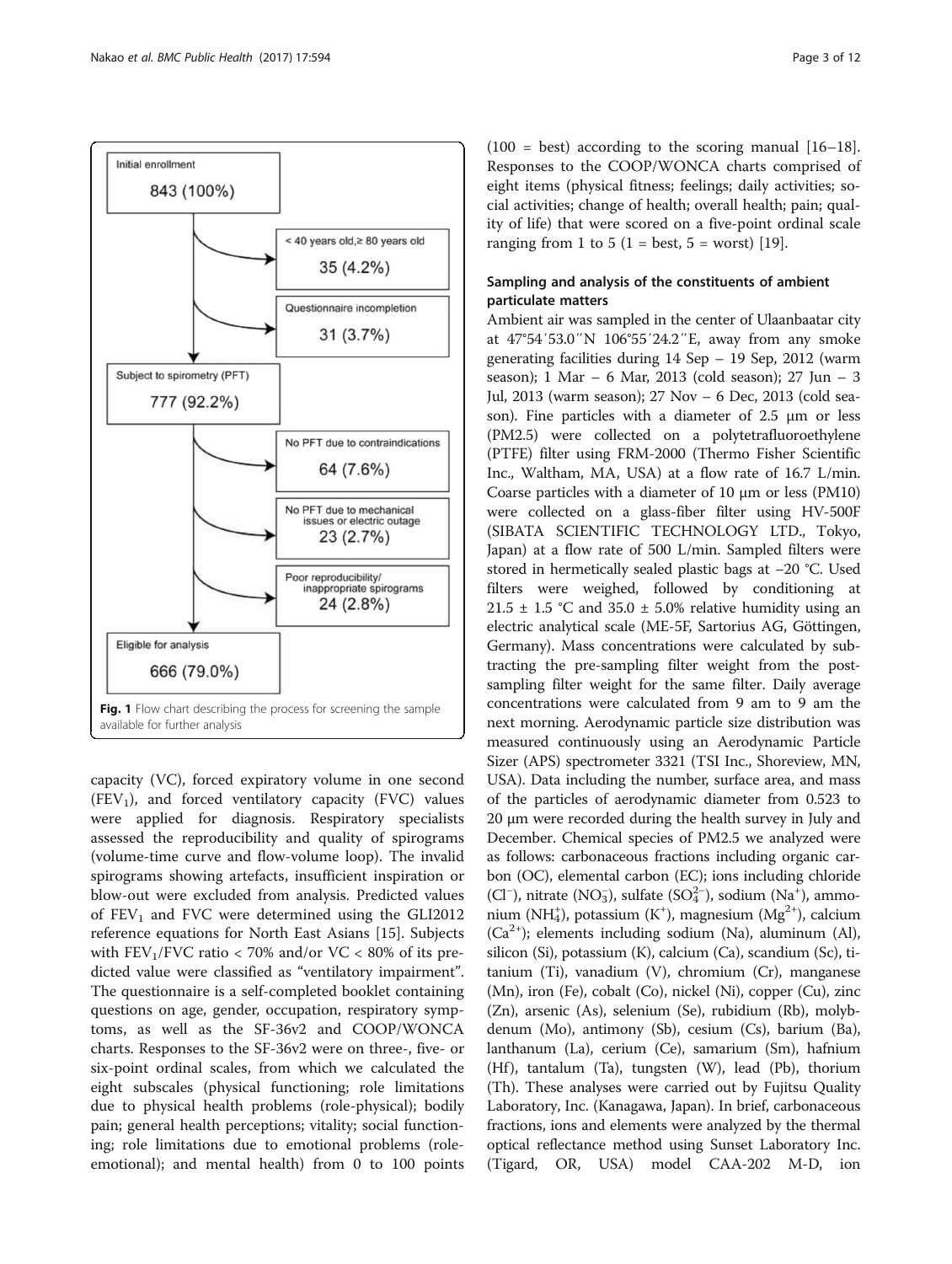Initial enrollment

843 (100%)

< 40 years old, ≥ 80 years old

35 (4.2%)

Questionnaire incompletion

31 (3.7%)

Subject to spirometry (PFT)

777 (92.2%)

No PFT due to contraindications

64 (7.6%)

No PFT due to mechanical issues or electric outage

23 (2.7%)

Poor reproducibility/ inappropriate spirograms

24 (2.8%)

Eligible for analysis

666 (79.0%)

**Fig. 1** Flow chart describing the process for screening the sample available for further analysis

capacity (VC), forced expiratory volume in one second ($FEV_1$), and forced ventilatory capacity (FVC) values were applied for diagnosis. Respiratory specialists assessed the reproducibility and quality of spirograms (volume-time curve and flow-volume loop). The invalid spirograms showing artefacts, insufficient inspiration or blow-out were excluded from analysis. Predicted values of $FEV_1$ and FVC were determined using the GLI2012 reference equations for North East Asians [15]. Subjects with $FEV_1$/FVC ratio < 70% and/or VC < 80% of its predicted value were classified as "ventilatory impairment". The questionnaire is a self-completed booklet containing questions on age, gender, occupation, respiratory symptoms, as well as the SF-36v2 and COOP/WONCA charts. Responses to the SF-36v2 were on three-, five- or six-point ordinal scales, from which we calculated the eight subscales (physical functioning; role limitations due to physical health problems (role-physical); bodily pain; general health perceptions; vitality; social functioning; role limitations due to emotional problems (role-emotional); and mental health) from 0 to 100 points (100 = best) according to the scoring manual [16–18]. Responses to the COOP/WONCA charts comprised of eight items (physical fitness; feelings; daily activities; social activities; change of health; overall health; pain; quality of life) that were scored on a five-point ordinal scale ranging from 1 to 5 (1 = best, 5 = worst) [19].

## Sampling and analysis of the constituents of ambient particulate matters

Ambient air was sampled in the center of Ulaanbaatar city at 47°54′53.0′′N 106°55′24.2′′E, away from any smoke generating facilities during 14 Sep – 19 Sep, 2012 (warm season); 1 Mar – 6 Mar, 2013 (cold season); 27 Jun – 3 Jul, 2013 (warm season); 27 Nov – 6 Dec, 2013 (cold season). Fine particles with a diameter of 2.5 μm or less (PM2.5) were collected on a polytetrafluoroethylene (PTFE) filter using FRM-2000 (Thermo Fisher Scientific Inc., Waltham, MA, USA) at a flow rate of 16.7 L/min. Coarse particles with a diameter of 10 μm or less (PM10) were collected on a glass-fiber filter using HV-500F (SIBATA SCIENTIFIC TECHNOLOGY LTD., Tokyo, Japan) at a flow rate of 500 L/min. Sampled filters were stored in hermetically sealed plastic bags at −20 °C. Used filters were weighed, followed by conditioning at 21.5 ± 1.5 °C and 35.0 ± 5.0% relative humidity using an electric analytical scale (ME-5F, Sartorius AG, Göttingen, Germany). Mass concentrations were calculated by subtracting the pre-sampling filter weight from the post-sampling filter weight for the same filter. Daily average concentrations were calculated from 9 am to 9 am the next morning. Aerodynamic particle size distribution was measured continuously using an Aerodynamic Particle Sizer (APS) spectrometer 3321 (TSI Inc., Shoreview, MN, USA). Data including the number, surface area, and mass of the particles of aerodynamic diameter from 0.523 to 20 μm were recorded during the health survey in July and December. Chemical species of PM2.5 we analyzed were as follows: carbonaceous fractions including organic carbon (OC), elemental carbon (EC); ions including chloride ($Cl^-$), nitrate ($NO_3^-$), sulfate ($SO_4^{2-}$), sodium ($Na^+$), ammonium ($NH_4^+$), potassium ($K^+$), magnesium ($Mg^{2+}$), calcium ($Ca^{2+}$); elements including sodium (Na), aluminum (Al), silicon (Si), potassium (K), calcium (Ca), scandium (Sc), titanium (Ti), vanadium (V), chromium (Cr), manganese (Mn), iron (Fe), cobalt (Co), nickel (Ni), copper (Cu), zinc (Zn), arsenic (As), selenium (Se), rubidium (Rb), molybdenum (Mo), antimony (Sb), cesium (Cs), barium (Ba), lanthanum (La), cerium (Ce), samarium (Sm), hafnium (Hf), tantalum (Ta), tungsten (W), lead (Pb), thorium (Th). These analyses were carried out by Fujitsu Quality Laboratory, Inc. (Kanagawa, Japan). In brief, carbonaceous fractions, ions and elements were analyzed by the thermal optical reflectance method using Sunset Laboratory Inc. (Tigard, OR, USA) model CAA-202 M-D, ion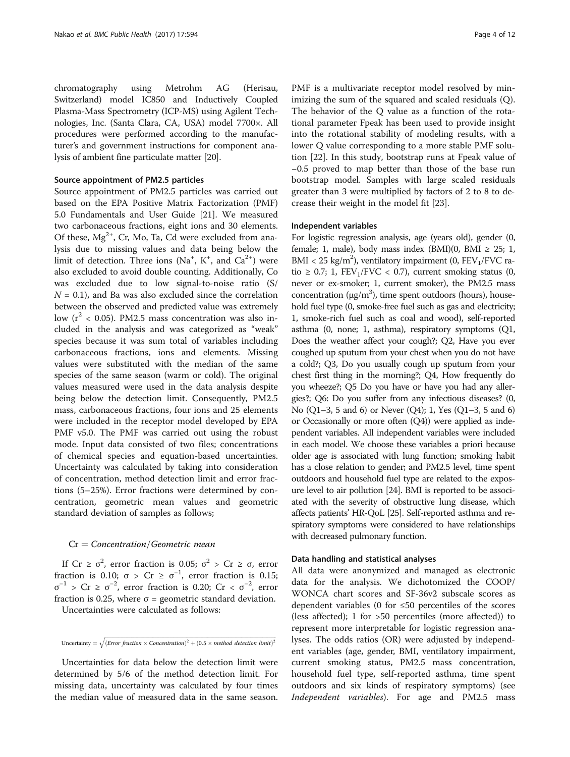chromatography using Metrohm AG (Herisau, Switzerland) model IC850 and Inductively Coupled Plasma-Mass Spectrometry (ICP-MS) using Agilent Technologies, Inc. (Santa Clara, CA, USA) model 7700×. All procedures were performed according to the manufacturer's and government instructions for component analysis of ambient fine particulate matter [20].

### Source appointment of PM2.5 particles

Source appointment of PM2.5 particles was carried out based on the EPA Positive Matrix Factorization (PMF) 5.0 Fundamentals and User Guide [21]. We measured two carbonaceous fractions, eight ions and 30 elements. Of these, $Mg^{2+}$, Cr, Mo, Ta, Cd were excluded from analysis due to missing values and data being below the limit of detection. Three ions ($Na^+$, $K^+$, and $Ca^{2+}$) were also excluded to avoid double counting. Additionally, Co was excluded due to low signal-to-noise ratio ($S/N = 0.1$), and Ba was also excluded since the correlation between the observed and predicted value was extremely low ($r^2 < 0.05$). PM2.5 mass concentration was also included in the analysis and was categorized as "weak" species because it was sum total of variables including carbonaceous fractions, ions and elements. Missing values were substituted with the median of the same species of the same season (warm or cold). The original values measured were used in the data analysis despite being below the detection limit. Consequently, PM2.5 mass, carbonaceous fractions, four ions and 25 elements were included in the receptor model developed by EPA PMF v5.0. The PMF was carried out using the robust mode. Input data consisted of two files; concentrations of chemical species and equation-based uncertainties. Uncertainty was calculated by taking into consideration of concentration, method detection limit and error fractions (5–25%). Error fractions were determined by concentration, geometric mean values and geometric standard deviation of samples as follows;

$$\mathrm{Cr} = Concentration/Geometric\ mean$$

If $\mathrm{Cr} \geq \sigma^2$, error fraction is 0.05; $\sigma^2 > \mathrm{Cr} \geq \sigma$, error fraction is 0.10; $\sigma > \mathrm{Cr} \geq \sigma^{-1}$, error fraction is 0.15; $\sigma^{-1} > \mathrm{Cr} \geq \sigma^{-2}$, error fraction is 0.20; $\mathrm{Cr} < \sigma^{-2}$, error fraction is 0.25, where $\sigma$ = geometric standard deviation.

Uncertainties were calculated as follows:

$$\text{Uncertainty} = \sqrt{(Error\ fraction \times Concentration)^2 + (0.5 \times method\ detection\ limit)^2}$$

Uncertainties for data below the detection limit were determined by 5/6 of the method detection limit. For missing data, uncertainty was calculated by four times the median value of measured data in the same season. PMF is a multivariate receptor model resolved by minimizing the sum of the squared and scaled residuals (Q). The behavior of the Q value as a function of the rotational parameter Fpeak has been used to provide insight into the rotational stability of modeling results, with a lower Q value corresponding to a more stable PMF solution [22]. In this study, bootstrap runs at Fpeak value of −0.5 proved to map better than those of the base run bootstrap model. Samples with large scaled residuals greater than 3 were multiplied by factors of 2 to 8 to decrease their weight in the model fit [23].

### Independent variables

For logistic regression analysis, age (years old), gender (0, female; 1, male), body mass index (BMI)(0, BMI ≥ 25; 1, BMI < 25 $kg/m^2$), ventilatory impairment (0, $FEV_1/FVC$ ratio ≥ 0.7; 1, $FEV_1/FVC$ < 0.7), current smoking status (0, never or ex-smoker; 1, current smoker), the PM2.5 mass concentration ($\mu g/m^3$), time spent outdoors (hours), household fuel type (0, smoke-free fuel such as gas and electricity; 1, smoke-rich fuel such as coal and wood), self-reported asthma (0, none; 1, asthma), respiratory symptoms (Q1, Does the weather affect your cough?; Q2, Have you ever coughed up sputum from your chest when you do not have a cold?; Q3, Do you usually cough up sputum from your chest first thing in the morning?; Q4, How frequently do you wheeze?; Q5 Do you have or have you had any allergies?; Q6: Do you suffer from any infectious diseases? (0, No (Q1–3, 5 and 6) or Never (Q4); 1, Yes (Q1–3, 5 and 6) or Occasionally or more often (Q4)) were applied as independent variables. All independent variables were included in each model. We choose these variables a priori because older age is associated with lung function; smoking habit has a close relation to gender; and PM2.5 level, time spent outdoors and household fuel type are related to the exposure level to air pollution [24]. BMI is reported to be associated with the severity of obstructive lung disease, which affects patients' HR-QoL [25]. Self-reported asthma and respiratory symptoms were considered to have relationships with decreased pulmonary function.

### Data handling and statistical analyses

All data were anonymized and managed as electronic data for the analysis. We dichotomized the COOP/WONCA chart scores and SF-36v2 subscale scores as dependent variables (0 for ≤50 percentiles of the scores (less affected); 1 for >50 percentiles (more affected)) to represent more interpretable for logistic regression analyses. The odds ratios (OR) were adjusted by independent variables (age, gender, BMI, ventilatory impairment, current smoking status, PM2.5 mass concentration, household fuel type, self-reported asthma, time spent outdoors and six kinds of respiratory symptoms) (see *Independent variables*). For age and PM2.5 mass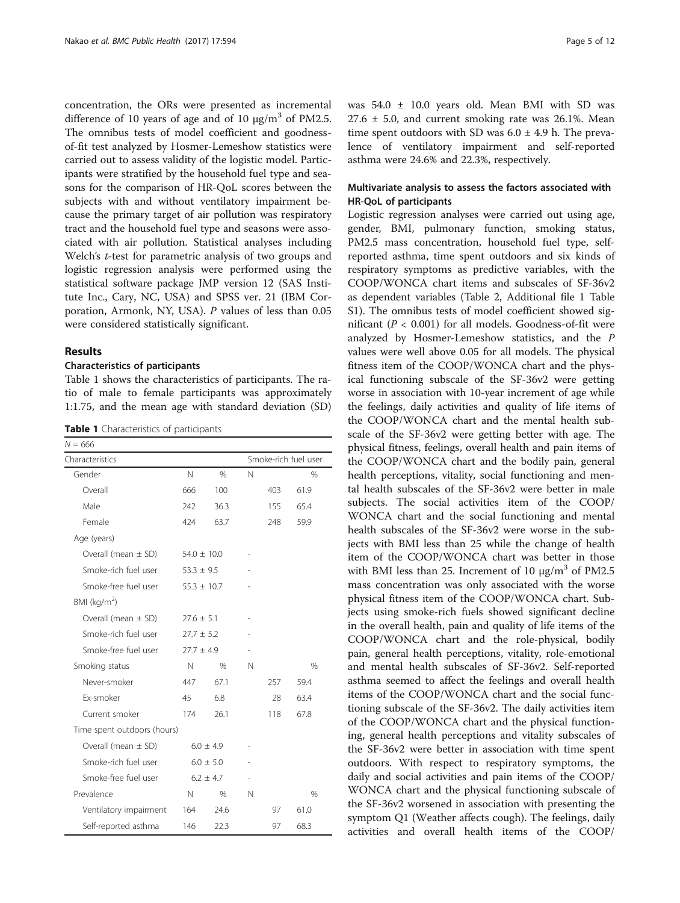concentration, the ORs were presented as incremental difference of 10 years of age and of 10 μg/m$^3$ of PM2.5. The omnibus tests of model coefficient and goodness-of-fit test analyzed by Hosmer-Lemeshow statistics were carried out to assess validity of the logistic model. Participants were stratified by the household fuel type and seasons for the comparison of HR-QoL scores between the subjects with and without ventilatory impairment because the primary target of air pollution was respiratory tract and the household fuel type and seasons were associated with air pollution. Statistical analyses including Welch's *t*-test for parametric analysis of two groups and logistic regression analysis were performed using the statistical software package JMP version 12 (SAS Institute Inc., Cary, NC, USA) and SPSS ver. 21 (IBM Corporation, Armonk, NY, USA). *P* values of less than 0.05 were considered statistically significant.

## Results

### Characteristics of participants

Table 1 shows the characteristics of participants. The ratio of male to female participants was approximately 1:1.75, and the mean age with standard deviation (SD) was 54.0 ± 10.0 years old. Mean BMI with SD was 27.6 ± 5.0, and current smoking rate was 26.1%. Mean time spent outdoors with SD was 6.0 ± 4.9 h. The prevalence of ventilatory impairment and self-reported asthma were 24.6% and 22.3%, respectively.

**Table 1** Characteristics of participants

| $N = 666$ | | | | |
|---|---|---|---|---|
| Characteristics | | | Smoke-rich fuel user | |
| Gender | N | % | N | % |
| Overall | 666 | 100 | 403 | 61.9 |
| Male | 242 | 36.3 | 155 | 65.4 |
| Female | 424 | 63.7 | 248 | 59.9 |
| Age (years) | | | | |
| Overall (mean ± SD) | 54.0 ± 10.0 | | - | |
| Smoke-rich fuel user | 53.3 ± 9.5 | | - | |
| Smoke-free fuel user | 55.3 ± 10.7 | | - | |
| BMI (kg/m$^2$) | | | | |
| Overall (mean ± SD) | 27.6 ± 5.1 | | - | |
| Smoke-rich fuel user | 27.7 ± 5.2 | | - | |
| Smoke-free fuel user | 27.7 ± 4.9 | | - | |
| Smoking status | N | % | N | % |
| Never-smoker | 447 | 67.1 | 257 | 59.4 |
| Ex-smoker | 45 | 6.8 | 28 | 63.4 |
| Current smoker | 174 | 26.1 | 118 | 67.8 |
| Time spent outdoors (hours) | | | | |
| Overall (mean ± SD) | 6.0 ± 4.9 | | - | |
| Smoke-rich fuel user | 6.0 ± 5.0 | | - | |
| Smoke-free fuel user | 6.2 ± 4.7 | | - | |
| Prevalence | N | % | N | % |
| Ventilatory impairment | 164 | 24.6 | 97 | 61.0 |
| Self-reported asthma | 146 | 22.3 | 97 | 68.3 |

### Multivariate analysis to assess the factors associated with HR-QoL of participants

Logistic regression analyses were carried out using age, gender, BMI, pulmonary function, smoking status, PM2.5 mass concentration, household fuel type, self-reported asthma, time spent outdoors and six kinds of respiratory symptoms as predictive variables, with the COOP/WONCA chart items and subscales of SF-36v2 as dependent variables (Table 2, Additional file 1 Table S1). The omnibus tests of model coefficient showed significant ($P < 0.001$) for all models. Goodness-of-fit were analyzed by Hosmer-Lemeshow statistics, and the *P* values were well above 0.05 for all models. The physical fitness item of the COOP/WONCA chart and the physical functioning subscale of the SF-36v2 were getting worse in association with 10-year increment of age while the feelings, daily activities and quality of life items of the COOP/WONCA chart and the mental health subscale of the SF-36v2 were getting better with age. The physical fitness, feelings, overall health and pain items of the COOP/WONCA chart and the bodily pain, general health perceptions, vitality, social functioning and mental health subscales of the SF-36v2 were better in male subjects. The social activities item of the COOP/WONCA chart and the social functioning and mental health subscales of the SF-36v2 were worse in the subjects with BMI less than 25 while the change of health item of the COOP/WONCA chart was better in those with BMI less than 25. Increment of 10 μg/m$^3$ of PM2.5 mass concentration was only associated with the worse physical fitness item of the COOP/WONCA chart. Subjects using smoke-rich fuels showed significant decline in the overall health, pain and quality of life items of the COOP/WONCA chart and the role-physical, bodily pain, general health perceptions, vitality, role-emotional and mental health subscales of SF-36v2. Self-reported asthma seemed to affect the feelings and overall health items of the COOP/WONCA chart and the social functioning subscale of the SF-36v2. The daily activities item of the COOP/WONCA chart and the physical functioning, general health perceptions and vitality subscales of the SF-36v2 were better in association with time spent outdoors. With respect to respiratory symptoms, the daily and social activities and pain items of the COOP/WONCA chart and the physical functioning subscale of the SF-36v2 worsened in association with presenting the symptom Q1 (Weather affects cough). The feelings, daily activities and overall health items of the COOP/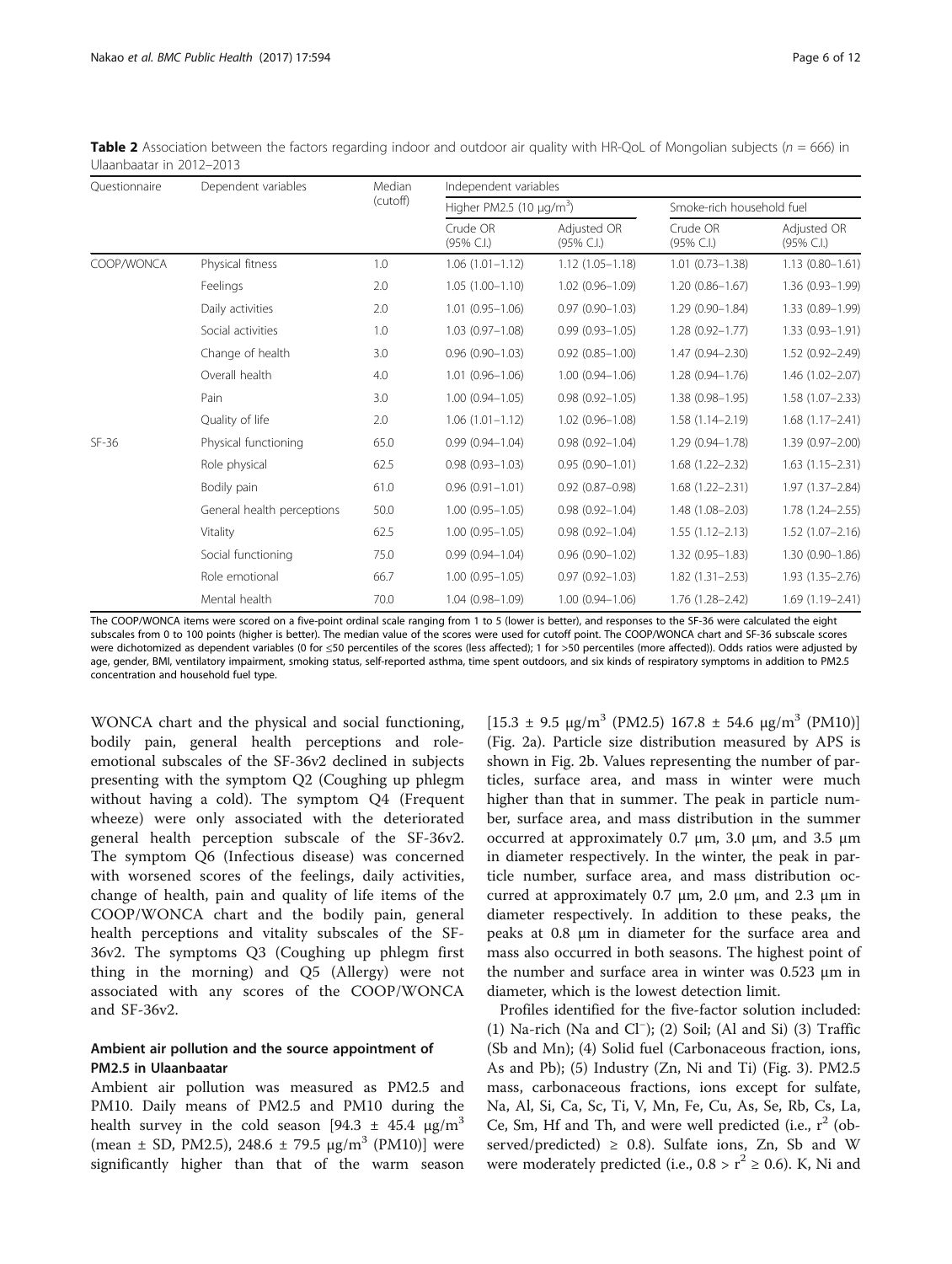**Table 2** Association between the factors regarding indoor and outdoor air quality with HR-QoL of Mongolian subjects ($n$ = 666) in Ulaanbaatar in 2012–2013

| Questionnaire | Dependent variables | Median (cutoff) | Independent variables | | | |
|---|---|---|---|---|---|---|
| | | | Higher PM2.5 (10 μg/m$^3$) | | Smoke-rich household fuel | |
| | | | Crude OR (95% C.I.) | Adjusted OR (95% C.I.) | Crude OR (95% C.I.) | Adjusted OR (95% C.I.) |
| COOP/WONCA | Physical fitness | 1.0 | 1.06 (1.01–1.12) | 1.12 (1.05–1.18) | 1.01 (0.73–1.38) | 1.13 (0.80–1.61) |
| | Feelings | 2.0 | 1.05 (1.00–1.10) | 1.02 (0.96–1.09) | 1.20 (0.86–1.67) | 1.36 (0.93–1.99) |
| | Daily activities | 2.0 | 1.01 (0.95–1.06) | 0.97 (0.90–1.03) | 1.29 (0.90–1.84) | 1.33 (0.89–1.99) |
| | Social activities | 1.0 | 1.03 (0.97–1.08) | 0.99 (0.93–1.05) | 1.28 (0.92–1.77) | 1.33 (0.93–1.91) |
| | Change of health | 3.0 | 0.96 (0.90–1.03) | 0.92 (0.85–1.00) | 1.47 (0.94–2.30) | 1.52 (0.92–2.49) |
| | Overall health | 4.0 | 1.01 (0.96–1.06) | 1.00 (0.94–1.06) | 1.28 (0.94–1.76) | 1.46 (1.02–2.07) |
| | Pain | 3.0 | 1.00 (0.94–1.05) | 0.98 (0.92–1.05) | 1.38 (0.98–1.95) | 1.58 (1.07–2.33) |
| | Quality of life | 2.0 | 1.06 (1.01–1.12) | 1.02 (0.96–1.08) | 1.58 (1.14–2.19) | 1.68 (1.17–2.41) |
| SF-36 | Physical functioning | 65.0 | 0.99 (0.94–1.04) | 0.98 (0.92–1.04) | 1.29 (0.94–1.78) | 1.39 (0.97–2.00) |
| | Role physical | 62.5 | 0.98 (0.93–1.03) | 0.95 (0.90–1.01) | 1.68 (1.22–2.32) | 1.63 (1.15–2.31) |
| | Bodily pain | 61.0 | 0.96 (0.91–1.01) | 0.92 (0.87–0.98) | 1.68 (1.22–2.31) | 1.97 (1.37–2.84) |
| | General health perceptions | 50.0 | 1.00 (0.95–1.05) | 0.98 (0.92–1.04) | 1.48 (1.08–2.03) | 1.78 (1.24–2.55) |
| | Vitality | 62.5 | 1.00 (0.95–1.05) | 0.98 (0.92–1.04) | 1.55 (1.12–2.13) | 1.52 (1.07–2.16) |
| | Social functioning | 75.0 | 0.99 (0.94–1.04) | 0.96 (0.90–1.02) | 1.32 (0.95–1.83) | 1.30 (0.90–1.86) |
| | Role emotional | 66.7 | 1.00 (0.95–1.05) | 0.97 (0.92–1.03) | 1.82 (1.31–2.53) | 1.93 (1.35–2.76) |
| | Mental health | 70.0 | 1.04 (0.98–1.09) | 1.00 (0.94–1.06) | 1.76 (1.28–2.42) | 1.69 (1.19–2.41) |

The COOP/WONCA items were scored on a five-point ordinal scale ranging from 1 to 5 (lower is better), and responses to the SF-36 were calculated the eight subscales from 0 to 100 points (higher is better). The median value of the scores were used for cutoff point. The COOP/WONCA chart and SF-36 subscale scores were dichotomized as dependent variables (0 for ≤50 percentiles of the scores (less affected); 1 for >50 percentiles (more affected)). Odds ratios were adjusted by age, gender, BMI, ventilatory impairment, smoking status, self-reported asthma, time spent outdoors, and six kinds of respiratory symptoms in addition to PM2.5 concentration and household fuel type.

WONCA chart and the physical and social functioning, bodily pain, general health perceptions and role-emotional subscales of the SF-36v2 declined in subjects presenting with the symptom Q2 (Coughing up phlegm without having a cold). The symptom Q4 (Frequent wheeze) were only associated with the deteriorated general health perception subscale of the SF-36v2. The symptom Q6 (Infectious disease) was concerned with worsened scores of the feelings, daily activities, change of health, pain and quality of life items of the COOP/WONCA chart and the bodily pain, general health perceptions and vitality subscales of the SF-36v2. The symptoms Q3 (Coughing up phlegm first thing in the morning) and Q5 (Allergy) were not associated with any scores of the COOP/WONCA and SF-36v2.

## Ambient air pollution and the source appointment of PM2.5 in Ulaanbaatar

Ambient air pollution was measured as PM2.5 and PM10. Daily means of PM2.5 and PM10 during the health survey in the cold season [94.3 ± 45.4 μg/m$^3$ (mean ± SD, PM2.5), 248.6 ± 79.5 μg/m$^3$ (PM10)] were significantly higher than that of the warm season [15.3 ± 9.5 μg/m$^3$ (PM2.5) 167.8 ± 54.6 μg/m$^3$ (PM10)] (Fig. 2a). Particle size distribution measured by APS is shown in Fig. 2b. Values representing the number of particles, surface area, and mass in winter were much higher than that in summer. The peak in particle number, surface area, and mass distribution in the summer occurred at approximately 0.7 μm, 3.0 μm, and 3.5 μm in diameter respectively. In the winter, the peak in particle number, surface area, and mass distribution occurred at approximately 0.7 μm, 2.0 μm, and 2.3 μm in diameter respectively. In addition to these peaks, the peaks at 0.8 μm in diameter for the surface area and mass also occurred in both seasons. The highest point of the number and surface area in winter was 0.523 μm in diameter, which is the lowest detection limit.

Profiles identified for the five-factor solution included: (1) Na-rich (Na and $Cl^-$); (2) Soil; (Al and Si) (3) Traffic (Sb and Mn); (4) Solid fuel (Carbonaceous fraction, ions, As and Pb); (5) Industry (Zn, Ni and Ti) (Fig. 3). PM2.5 mass, carbonaceous fractions, ions except for sulfate, Na, Al, Si, Ca, Sc, Ti, V, Mn, Fe, Cu, As, Se, Rb, Cs, La, Ce, Sm, Hf and Th, and were well predicted (i.e., $r^2$ (observed/predicted) ≥ 0.8). Sulfate ions, Zn, Sb and W were moderately predicted (i.e., $0.8 > r^2 \geq 0.6$). K, Ni and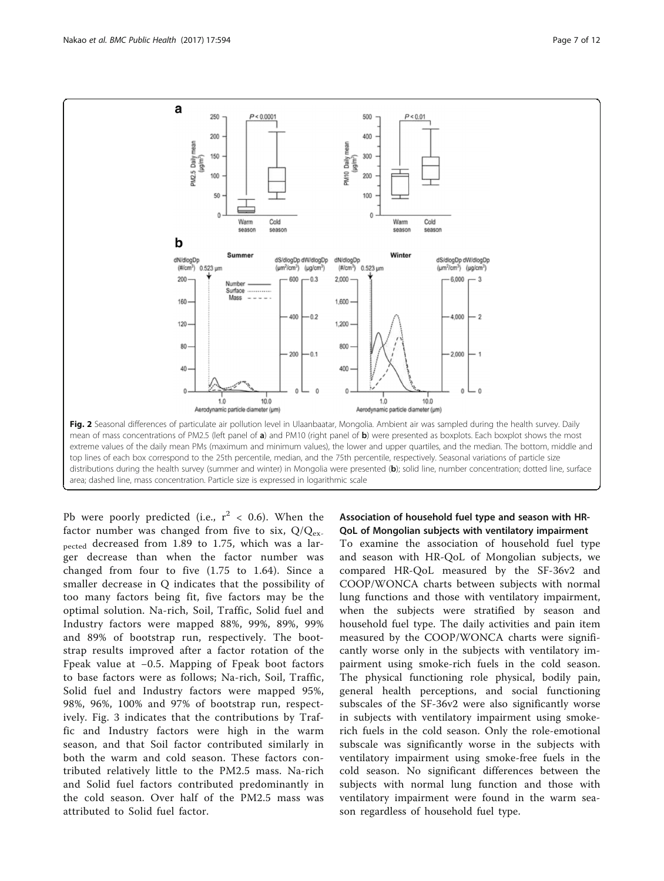Fig. 2 Seasonal differences of particulate air pollution level in Ulaanbaatar, Mongolia. Ambient air was sampled during the health survey. Daily mean of mass concentrations of PM2.5 (left panel of **a**) and PM10 (right panel of **b**) were presented as boxplots. Each boxplot shows the most extreme values of the daily mean PMs (maximum and minimum values), the lower and upper quartiles, and the median. The bottom, middle and top lines of each box correspond to the 25th percentile, median, and the 75th percentile, respectively. Seasonal variations of particle size distributions during the health survey (summer and winter) in Mongolia were presented (**b**); solid line, number concentration; dotted line, surface area; dashed line, mass concentration. Particle size is expressed in logarithmic scale

Pb were poorly predicted (i.e., $r^2 < 0.6$). When the factor number was changed from five to six, $Q/Q_{expected}$ decreased from 1.89 to 1.75, which was a larger decrease than when the factor number was changed from four to five (1.75 to 1.64). Since a smaller decrease in Q indicates that the possibility of too many factors being fit, five factors may be the optimal solution. Na-rich, Soil, Traffic, Solid fuel and Industry factors were mapped 88%, 99%, 89%, 99% and 89% of bootstrap run, respectively. The bootstrap results improved after a factor rotation of the Fpeak value at −0.5. Mapping of Fpeak boot factors to base factors were as follows; Na-rich, Soil, Traffic, Solid fuel and Industry factors were mapped 95%, 98%, 96%, 100% and 97% of bootstrap run, respectively. Fig. 3 indicates that the contributions by Traffic and Industry factors were high in the warm season, and that Soil factor contributed similarly in both the warm and cold season. These factors contributed relatively little to the PM2.5 mass. Na-rich and Solid fuel factors contributed predominantly in the cold season. Over half of the PM2.5 mass was attributed to Solid fuel factor.

### Association of household fuel type and season with HR-QoL of Mongolian subjects with ventilatory impairment

To examine the association of household fuel type and season with HR-QoL of Mongolian subjects, we compared HR-QoL measured by the SF-36v2 and COOP/WONCA charts between subjects with normal lung functions and those with ventilatory impairment, when the subjects were stratified by season and household fuel type. The daily activities and pain item measured by the COOP/WONCA charts were significantly worse only in the subjects with ventilatory impairment using smoke-rich fuels in the cold season. The physical functioning role physical, bodily pain, general health perceptions, and social functioning subscales of the SF-36v2 were also significantly worse in subjects with ventilatory impairment using smoke-rich fuels in the cold season. Only the role-emotional subscale was significantly worse in the subjects with ventilatory impairment using smoke-free fuels in the cold season. No significant differences between the subjects with normal lung function and those with ventilatory impairment were found in the warm season regardless of household fuel type.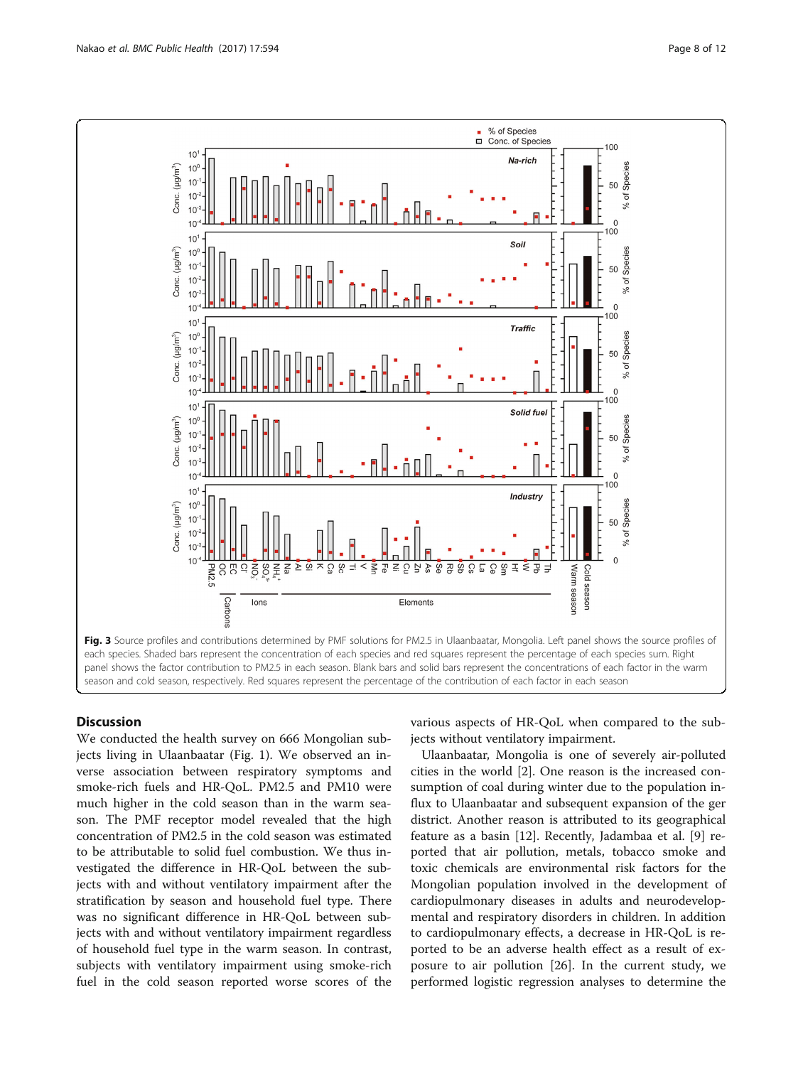**Fig. 3** Source profiles and contributions determined by PMF solutions for PM2.5 in Ulaanbaatar, Mongolia. Left panel shows the source profiles of each species. Shaded bars represent the concentration of each species and red squares represent the percentage of each species sum. Right panel shows the factor contribution to PM2.5 in each season. Blank bars and solid bars represent the concentrations of each factor in the warm season and cold season, respectively. Red squares represent the percentage of the contribution of each factor in each season

## Discussion

We conducted the health survey on 666 Mongolian subjects living in Ulaanbaatar (Fig. 1). We observed an inverse association between respiratory symptoms and smoke-rich fuels and HR-QoL. PM2.5 and PM10 were much higher in the cold season than in the warm season. The PMF receptor model revealed that the high concentration of PM2.5 in the cold season was estimated to be attributable to solid fuel combustion. We thus investigated the difference in HR-QoL between the subjects with and without ventilatory impairment after the stratification by season and household fuel type. There was no significant difference in HR-QoL between subjects with and without ventilatory impairment regardless of household fuel type in the warm season. In contrast, subjects with ventilatory impairment using smoke-rich fuel in the cold season reported worse scores of the various aspects of HR-QoL when compared to the subjects without ventilatory impairment.

Ulaanbaatar, Mongolia is one of severely air-polluted cities in the world [2]. One reason is the increased consumption of coal during winter due to the population influx to Ulaanbaatar and subsequent expansion of the ger district. Another reason is attributed to its geographical feature as a basin [12]. Recently, Jadambaa et al. [9] reported that air pollution, metals, tobacco smoke and toxic chemicals are environmental risk factors for the Mongolian population involved in the development of cardiopulmonary diseases in adults and neurodevelopmental and respiratory disorders in children. In addition to cardiopulmonary effects, a decrease in HR-QoL is reported to be an adverse health effect as a result of exposure to air pollution [26]. In the current study, we performed logistic regression analyses to determine the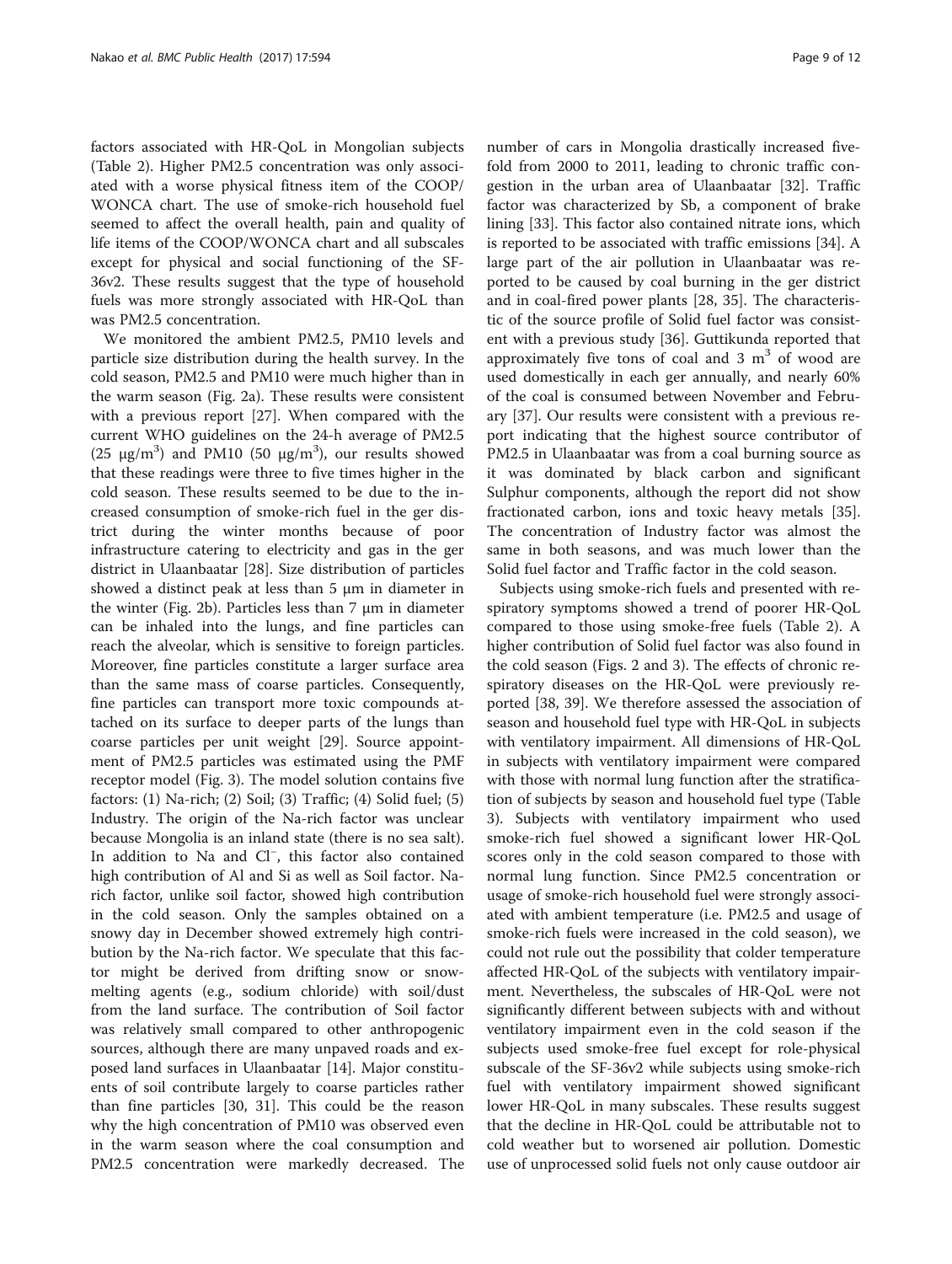factors associated with HR-QoL in Mongolian subjects (Table 2). Higher PM2.5 concentration was only associated with a worse physical fitness item of the COOP/WONCA chart. The use of smoke-rich household fuel seemed to affect the overall health, pain and quality of life items of the COOP/WONCA chart and all subscales except for physical and social functioning of the SF-36v2. These results suggest that the type of household fuels was more strongly associated with HR-QoL than was PM2.5 concentration.

We monitored the ambient PM2.5, PM10 levels and particle size distribution during the health survey. In the cold season, PM2.5 and PM10 were much higher than in the warm season (Fig. 2a). These results were consistent with a previous report [27]. When compared with the current WHO guidelines on the 24-h average of PM2.5 (25 $\mu g/m^3$) and PM10 (50 $\mu g/m^3$), our results showed that these readings were three to five times higher in the cold season. These results seemed to be due to the increased consumption of smoke-rich fuel in the ger district during the winter months because of poor infrastructure catering to electricity and gas in the ger district in Ulaanbaatar [28]. Size distribution of particles showed a distinct peak at less than 5 μm in diameter in the winter (Fig. 2b). Particles less than 7 μm in diameter can be inhaled into the lungs, and fine particles can reach the alveolar, which is sensitive to foreign particles. Moreover, fine particles constitute a larger surface area than the same mass of coarse particles. Consequently, fine particles can transport more toxic compounds attached on its surface to deeper parts of the lungs than coarse particles per unit weight [29]. Source appointment of PM2.5 particles was estimated using the PMF receptor model (Fig. 3). The model solution contains five factors: (1) Na-rich; (2) Soil; (3) Traffic; (4) Solid fuel; (5) Industry. The origin of the Na-rich factor was unclear because Mongolia is an inland state (there is no sea salt). In addition to Na and $Cl^-$, this factor also contained high contribution of Al and Si as well as Soil factor. Na-rich factor, unlike soil factor, showed high contribution in the cold season. Only the samples obtained on a snowy day in December showed extremely high contribution by the Na-rich factor. We speculate that this factor might be derived from drifting snow or snow-melting agents (e.g., sodium chloride) with soil/dust from the land surface. The contribution of Soil factor was relatively small compared to other anthropogenic sources, although there are many unpaved roads and exposed land surfaces in Ulaanbaatar [14]. Major constituents of soil contribute largely to coarse particles rather than fine particles [30, 31]. This could be the reason why the high concentration of PM10 was observed even in the warm season where the coal consumption and PM2.5 concentration were markedly decreased. The number of cars in Mongolia drastically increased five-fold from 2000 to 2011, leading to chronic traffic congestion in the urban area of Ulaanbaatar [32]. Traffic factor was characterized by Sb, a component of brake lining [33]. This factor also contained nitrate ions, which is reported to be associated with traffic emissions [34]. A large part of the air pollution in Ulaanbaatar was reported to be caused by coal burning in the ger district and in coal-fired power plants [28, 35]. The characteristic of the source profile of Solid fuel factor was consistent with a previous study [36]. Guttikunda reported that approximately five tons of coal and 3 $m^3$ of wood are used domestically in each ger annually, and nearly 60% of the coal is consumed between November and February [37]. Our results were consistent with a previous report indicating that the highest source contributor of PM2.5 in Ulaanbaatar was from a coal burning source as it was dominated by black carbon and significant Sulphur components, although the report did not show fractionated carbon, ions and toxic heavy metals [35]. The concentration of Industry factor was almost the same in both seasons, and was much lower than the Solid fuel factor and Traffic factor in the cold season.

Subjects using smoke-rich fuels and presented with respiratory symptoms showed a trend of poorer HR-QoL compared to those using smoke-free fuels (Table 2). A higher contribution of Solid fuel factor was also found in the cold season (Figs. 2 and 3). The effects of chronic respiratory diseases on the HR-QoL were previously reported [38, 39]. We therefore assessed the association of season and household fuel type with HR-QoL in subjects with ventilatory impairment. All dimensions of HR-QoL in subjects with ventilatory impairment were compared with those with normal lung function after the stratification of subjects by season and household fuel type (Table 3). Subjects with ventilatory impairment who used smoke-rich fuel showed a significant lower HR-QoL scores only in the cold season compared to those with normal lung function. Since PM2.5 concentration or usage of smoke-rich household fuel were strongly associated with ambient temperature (i.e. PM2.5 and usage of smoke-rich fuels were increased in the cold season), we could not rule out the possibility that colder temperature affected HR-QoL of the subjects with ventilatory impairment. Nevertheless, the subscales of HR-QoL were not significantly different between subjects with and without ventilatory impairment even in the cold season if the subjects used smoke-free fuel except for role-physical subscale of the SF-36v2 while subjects using smoke-rich fuel with ventilatory impairment showed significant lower HR-QoL in many subscales. These results suggest that the decline in HR-QoL could be attributable not to cold weather but to worsened air pollution. Domestic use of unprocessed solid fuels not only cause outdoor air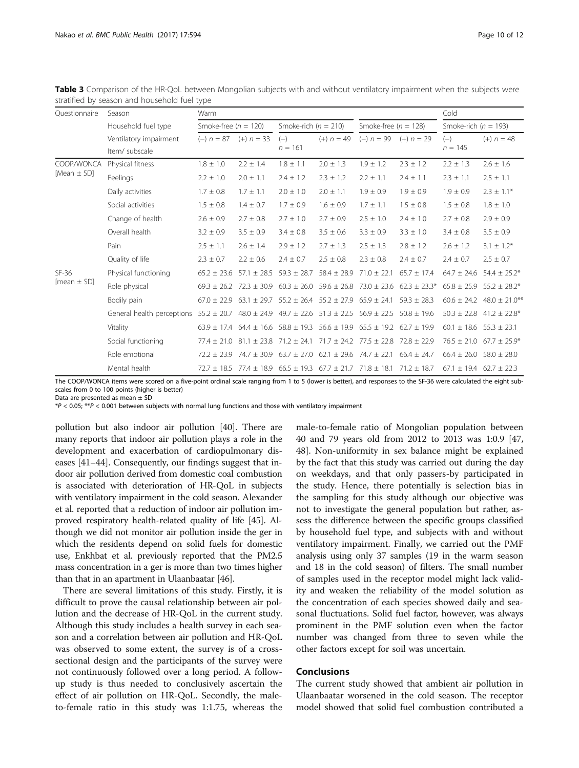**Table 3** Comparison of the HR-QoL between Mongolian subjects with and without ventilatory impairment when the subjects were stratified by season and household fuel type

| Questionnaire | Season | Warm | | | | Cold | | | |
|---|---|---|---|---|---|---|---|---|---|
| | Household fuel type | Smoke-free (*n* = 120) | | Smoke-rich (*n* = 210) | | Smoke-free (*n* = 128) | | Smoke-rich (*n* = 193) | |
| | Ventilatory impairment | (−) *n* = 87 | (+) *n* = 33 | (−) *n* = 161 | (+) *n* = 49 | (−) *n* = 99 | (+) *n* = 29 | (−) *n* = 145 | (+) *n* = 48 |
| | Item/ subscale | | | | | | | | |
| COOP/WONCA [Mean ± SD] | Physical fitness | 1.8 ± 1.0 | 2.2 ± 1.4 | 1.8 ± 1.1 | 2.0 ± 1.3 | 1.9 ± 1.2 | 2.3 ± 1.2 | 2.2 ± 1.3 | 2.6 ± 1.6 |
| | Feelings | 2.2 ± 1.0 | 2.0 ± 1.1 | 2.4 ± 1.2 | 2.3 ± 1.2 | 2.2 ± 1.1 | 2.4 ± 1.1 | 2.3 ± 1.1 | 2.5 ± 1.1 |
| | Daily activities | 1.7 ± 0.8 | 1.7 ± 1.1 | 2.0 ± 1.0 | 2.0 ± 1.1 | 1.9 ± 0.9 | 1.9 ± 0.9 | 1.9 ± 0.9 | 2.3 ± 1.1* |
| | Social activities | 1.5 ± 0.8 | 1.4 ± 0.7 | 1.7 ± 0.9 | 1.6 ± 0.9 | 1.7 ± 1.1 | 1.5 ± 0.8 | 1.5 ± 0.8 | 1.8 ± 1.0 |
| | Change of health | 2.6 ± 0.9 | 2.7 ± 0.8 | 2.7 ± 1.0 | 2.7 ± 0.9 | 2.5 ± 1.0 | 2.4 ± 1.0 | 2.7 ± 0.8 | 2.9 ± 0.9 |
| | Overall health | 3.2 ± 0.9 | 3.5 ± 0.9 | 3.4 ± 0.8 | 3.5 ± 0.6 | 3.3 ± 0.9 | 3.3 ± 1.0 | 3.4 ± 0.8 | 3.5 ± 0.9 |
| | Pain | 2.5 ± 1.1 | 2.6 ± 1.4 | 2.9 ± 1.2 | 2.7 ± 1.3 | 2.5 ± 1.3 | 2.8 ± 1.2 | 2.6 ± 1.2 | 3.1 ± 1.2* |
| | Quality of life | 2.3 ± 0.7 | 2.2 ± 0.6 | 2.4 ± 0.7 | 2.5 ± 0.8 | 2.3 ± 0.8 | 2.4 ± 0.7 | 2.4 ± 0.7 | 2.5 ± 0.7 |
| SF-36 [mean ± SD] | Physical functioning | 65.2 ± 23.6 | 57.1 ± 28.5 | 59.3 ± 28.7 | 58.4 ± 28.9 | 71.0 ± 22.1 | 65.7 ± 17.4 | 64.7 ± 24.6 | 54.4 ± 25.2* |
| | Role physical | 69.3 ± 26.2 | 72.3 ± 30.9 | 60.3 ± 26.0 | 59.6 ± 26.8 | 73.0 ± 23.6 | 62.3 ± 23.3* | 65.8 ± 25.9 | 55.2 ± 28.2* |
| | Bodily pain | 67.0 ± 22.9 | 63.1 ± 29.7 | 55.2 ± 26.4 | 55.2 ± 27.9 | 65.9 ± 24.1 | 59.3 ± 28.3 | 60.6 ± 24.2 | 48.0 ± 21.0** |
| | General health perceptions | 55.2 ± 20.7 | 48.0 ± 24.9 | 49.7 ± 22.6 | 51.3 ± 22.5 | 56.9 ± 22.5 | 50.8 ± 19.6 | 50.3 ± 22.8 | 41.2 ± 22.8* |
| | Vitality | 63.9 ± 17.4 | 64.4 ± 16.6 | 58.8 ± 19.3 | 56.6 ± 19.9 | 65.5 ± 19.2 | 62.7 ± 19.9 | 60.1 ± 18.6 | 55.3 ± 23.1 |
| | Social functioning | 77.4 ± 21.0 | 81.1 ± 23.8 | 71.2 ± 24.1 | 71.7 ± 24.2 | 77.5 ± 22.8 | 72.8 ± 22.9 | 76.5 ± 21.0 | 67.7 ± 25.9* |
| | Role emotional | 72.2 ± 23.9 | 74.7 ± 30.9 | 63.7 ± 27.0 | 62.1 ± 29.6 | 74.7 ± 22.1 | 66.4 ± 24.7 | 66.4 ± 26.0 | 58.0 ± 28.0 |
| | Mental health | 72.7 ± 18.5 | 77.4 ± 18.9 | 66.5 ± 19.3 | 67.7 ± 21.7 | 71.8 ± 18.1 | 71.2 ± 18.7 | 67.1 ± 19.4 | 62.7 ± 22.3 |

The COOP/WONCA items were scored on a five-point ordinal scale ranging from 1 to 5 (lower is better), and responses to the SF-36 were calculated the eight subscales from 0 to 100 points (higher is better)
Data are presented as mean ± SD
*$P < 0.05$; **$P < 0.001$ between subjects with normal lung functions and those with ventilatory impairment

pollution but also indoor air pollution [40]. There are many reports that indoor air pollution plays a role in the development and exacerbation of cardiopulmonary diseases [41–44]. Consequently, our findings suggest that indoor air pollution derived from domestic coal combustion is associated with deterioration of HR-QoL in subjects with ventilatory impairment in the cold season. Alexander et al. reported that a reduction of indoor air pollution improved respiratory health-related quality of life [45]. Although we did not monitor air pollution inside the ger in which the residents depend on solid fuels for domestic use, Enkhbat et al. previously reported that the PM2.5 mass concentration in a ger is more than two times higher than that in an apartment in Ulaanbaatar [46].

There are several limitations of this study. Firstly, it is difficult to prove the causal relationship between air pollution and the decrease of HR-QoL in the current study. Although this study includes a health survey in each season and a correlation between air pollution and HR-QoL was observed to some extent, the survey is of a cross-sectional design and the participants of the survey were not continuously followed over a long period. A follow-up study is thus needed to conclusively ascertain the effect of air pollution on HR-QoL. Secondly, the male-to-female ratio in this study was 1:1.75, whereas the male-to-female ratio of Mongolian population between 40 and 79 years old from 2012 to 2013 was 1:0.9 [47, 48]. Non-uniformity in sex balance might be explained by the fact that this study was carried out during the day on weekdays, and that only passers-by participated in the study. Hence, there potentially is selection bias in the sampling for this study although our objective was not to investigate the general population but rather, assess the difference between the specific groups classified by household fuel type, and subjects with and without ventilatory impairment. Finally, we carried out the PMF analysis using only 37 samples (19 in the warm season and 18 in the cold season) of filters. The small number of samples used in the receptor model might lack validity and weaken the reliability of the model solution as the concentration of each species showed daily and seasonal fluctuations. Solid fuel factor, however, was always prominent in the PMF solution even when the factor number was changed from three to seven while the other factors except for soil was uncertain.

## Conclusions

The current study showed that ambient air pollution in Ulaanbaatar worsened in the cold season. The receptor model showed that solid fuel combustion contributed a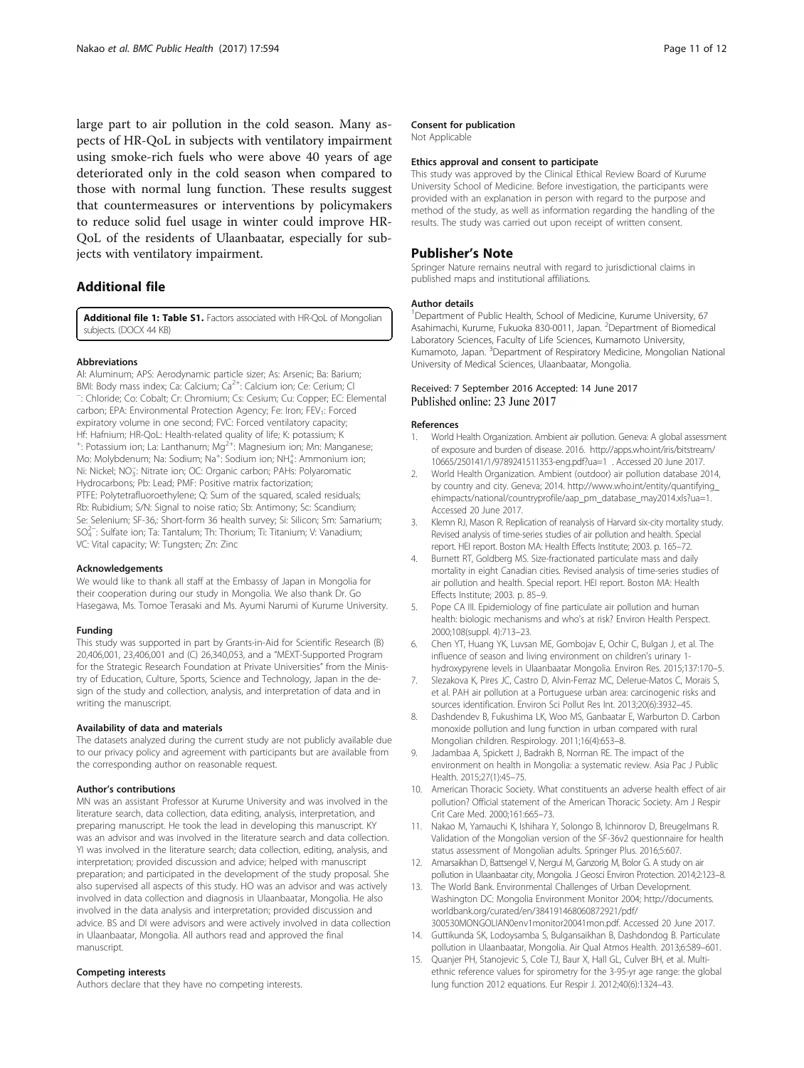large part to air pollution in the cold season. Many aspects of HR-QoL in subjects with ventilatory impairment using smoke-rich fuels who were above 40 years of age deteriorated only in the cold season when compared to those with normal lung function. These results suggest that countermeasures or interventions by policymakers to reduce solid fuel usage in winter could improve HR-QoL of the residents of Ulaanbaatar, especially for subjects with ventilatory impairment.

## Additional file

**Additional file 1: Table S1.** Factors associated with HR-QoL of Mongolian subjects. (DOCX 44 KB)

#### Abbreviations

Al: Aluminum; APS: Aerodynamic particle sizer; As: Arsenic; Ba: Barium; BMI: Body mass index; Ca: Calcium; $Ca^{2+}$: Calcium ion; Ce: Cerium; $Cl^{-}$: Chloride; Co: Cobalt; Cr: Chromium; Cs: Cesium; Cu: Copper; EC: Elemental carbon; EPA: Environmental Protection Agency; Fe: Iron; $FEV_1$: Forced expiratory volume in one second; FVC: Forced ventilatory capacity; Hf: Hafnium; HR-QoL: Health-related quality of life; K: potassium; $K^{+}$: Potassium ion; La: Lanthanum; $Mg^{2+}$: Magnesium ion; Mn: Manganese; Mo: Molybdenum; Na: Sodium; $Na^{+}$: Sodium ion; $NH_4^{+}$: Ammonium ion; Ni: Nickel; $NO_3^{-}$: Nitrate ion; OC: Organic carbon; PAHs: Polyaromatic Hydrocarbons; Pb: Lead; PMF: Positive matrix factorization; PTFE: Polytetrafluoroethylene; Q: Sum of the squared, scaled residuals; Rb: Rubidium; S/N: Signal to noise ratio; Sb: Antimony; Sc: Scandium; Se: Selenium; SF-36,: Short-form 36 health survey; Si: Silicon; Sm: Samarium; $SO_4^{2-}$: Sulfate ion; Ta: Tantalum; Th: Thorium; Ti: Titanium; V: Vanadium; VC: Vital capacity; W: Tungsten; Zn: Zinc

#### Acknowledgements

We would like to thank all staff at the Embassy of Japan in Mongolia for their cooperation during our study in Mongolia. We also thank Dr. Go Hasegawa, Ms. Tomoe Terasaki and Ms. Ayumi Narumi of Kurume University.

#### Funding

This study was supported in part by Grants-in-Aid for Scientific Research (B) 20,406,001, 23,406,001 and (C) 26,340,053, and a "MEXT-Supported Program for the Strategic Research Foundation at Private Universities" from the Ministry of Education, Culture, Sports, Science and Technology, Japan in the design of the study and collection, analysis, and interpretation of data and in writing the manuscript.

#### Availability of data and materials

The datasets analyzed during the current study are not publicly available due to our privacy policy and agreement with participants but are available from the corresponding author on reasonable request.

#### Author's contributions

MN was an assistant Professor at Kurume University and was involved in the literature search, data collection, data editing, analysis, interpretation, and preparing manuscript. He took the lead in developing this manuscript. KY was an advisor and was involved in the literature search and data collection. YI was involved in the literature search; data collection, editing, analysis, and interpretation; provided discussion and advice; helped with manuscript preparation; and participated in the development of the study proposal. She also supervised all aspects of this study. HO was an advisor and was actively involved in data collection and diagnosis in Ulaanbaatar, Mongolia. He also involved in the data analysis and interpretation; provided discussion and advice. BS and DI were advisors and were actively involved in data collection in Ulaanbaatar, Mongolia. All authors read and approved the final manuscript.

#### Competing interests

Authors declare that they have no competing interests.

#### Consent for publication

Not Applicable

#### Ethics approval and consent to participate

This study was approved by the Clinical Ethical Review Board of Kurume University School of Medicine. Before investigation, the participants were provided with an explanation in person with regard to the purpose and method of the study, as well as information regarding the handling of the results. The study was carried out upon receipt of written consent.

## Publisher's Note

Springer Nature remains neutral with regard to jurisdictional claims in published maps and institutional affiliations.

#### Author details

[1]Department of Public Health, School of Medicine, Kurume University, 67 Asahimachi, Kurume, Fukuoka 830-0011, Japan. [2]Department of Biomedical Laboratory Sciences, Faculty of Life Sciences, Kumamoto University, Kumamoto, Japan. [3]Department of Respiratory Medicine, Mongolian National University of Medical Sciences, Ulaanbaatar, Mongolia.

Received: 7 September 2016 Accepted: 14 June 2017
Published online: 23 June 2017

#### References

1. World Health Organization. Ambient air pollution. Geneva: A global assessment of exposure and burden of disease. 2016. http://apps.who.int/iris/bitstream/10665/250141/1/9789241511353-eng.pdf?ua=1 . Accessed 20 June 2017.
2. World Health Organization. Ambient (outdoor) air pollution database 2014, by country and city. Geneva; 2014. http://www.who.int/entity/quantifying_ehimpacts/national/countryprofile/aap_pm_database_may2014.xls?ua=1. Accessed 20 June 2017.
3. Klemn RJ, Mason R. Replication of reanalysis of Harvard six-city mortality study. Revised analysis of time-series studies of air pollution and health. Special report. HEI report. Boston MA: Health Effects Institute; 2003. p. 165–72.
4. Burnett RT, Goldberg MS. Size-fractionated particulate mass and daily mortality in eight Canadian cities. Revised analysis of time-series studies of air pollution and health. Special report. HEI report. Boston MA: Health Effects Institute; 2003. p. 85–9.
5. Pope CA III. Epidemiology of fine particulate air pollution and human health: biologic mechanisms and who's at risk? Environ Health Perspect. 2000;108(suppl. 4):713–23.
6. Chen YT, Huang YK, Luvsan ME, Gombojav E, Ochir C, Bulgan J, et al. The influence of season and living environment on children's urinary 1-hydroxypyrene levels in Ulaanbaatar Mongolia. Environ Res. 2015;137:170–5.
7. Slezakova K, Pires JC, Castro D, Alvin-Ferraz MC, Delerue-Matos C, Morais S, et al. PAH air pollution at a Portuguese urban area: carcinogenic risks and sources identification. Environ Sci Pollut Res Int. 2013;20(6):3932–45.
8. Dashdendev B, Fukushima LK, Woo MS, Ganbaatar E, Warburton D. Carbon monoxide pollution and lung function in urban compared with rural Mongolian children. Respirology. 2011;16(4):653–8.
9. Jadambaa A, Spickett J, Badrakh B, Norman RE. The impact of the environment on health in Mongolia: a systematic review. Asia Pac J Public Health. 2015;27(1):45–75.
10. American Thoracic Society. What constituents an adverse health effect of air pollution? Official statement of the American Thoracic Society. Am J Respir Crit Care Med. 2000;161:665–73.
11. Nakao M, Yamauchi K, Ishihara Y, Solongo B, Ichinnorov D, Breugelmans R. Validation of the Mongolian version of the SF-36v2 questionnaire for health status assessment of Mongolian adults. Springer Plus. 2016;5:607.
12. Amarsaikhan D, Battsengel V, Nergui M, Ganzorig M, Bolor G. A study on air pollution in Ulaanbaatar city, Mongolia. J Geosci Environ Protection. 2014;2:123–8.
13. The World Bank. Environmental Challenges of Urban Development. Washington DC: Mongolia Environment Monitor 2004; http://documents.worldbank.org/curated/en/384191468060872921/pdf/300530MONGOLIAN0env1monitor20041mon.pdf. Accessed 20 June 2017.
14. Guttikunda SK, Lodoysamba S, Bulgansaikhan B, Dashdondog B. Particulate pollution in Ulaanbaatar, Mongolia. Air Qual Atmos Health. 2013;6:589–601.
15. Quanjer PH, Stanojevic S, Cole TJ, Baur X, Hall GL, Culver BH, et al. Multi-ethnic reference values for spirometry for the 3-95-yr age range: the global lung function 2012 equations. Eur Respir J. 2012;40(6):1324–43.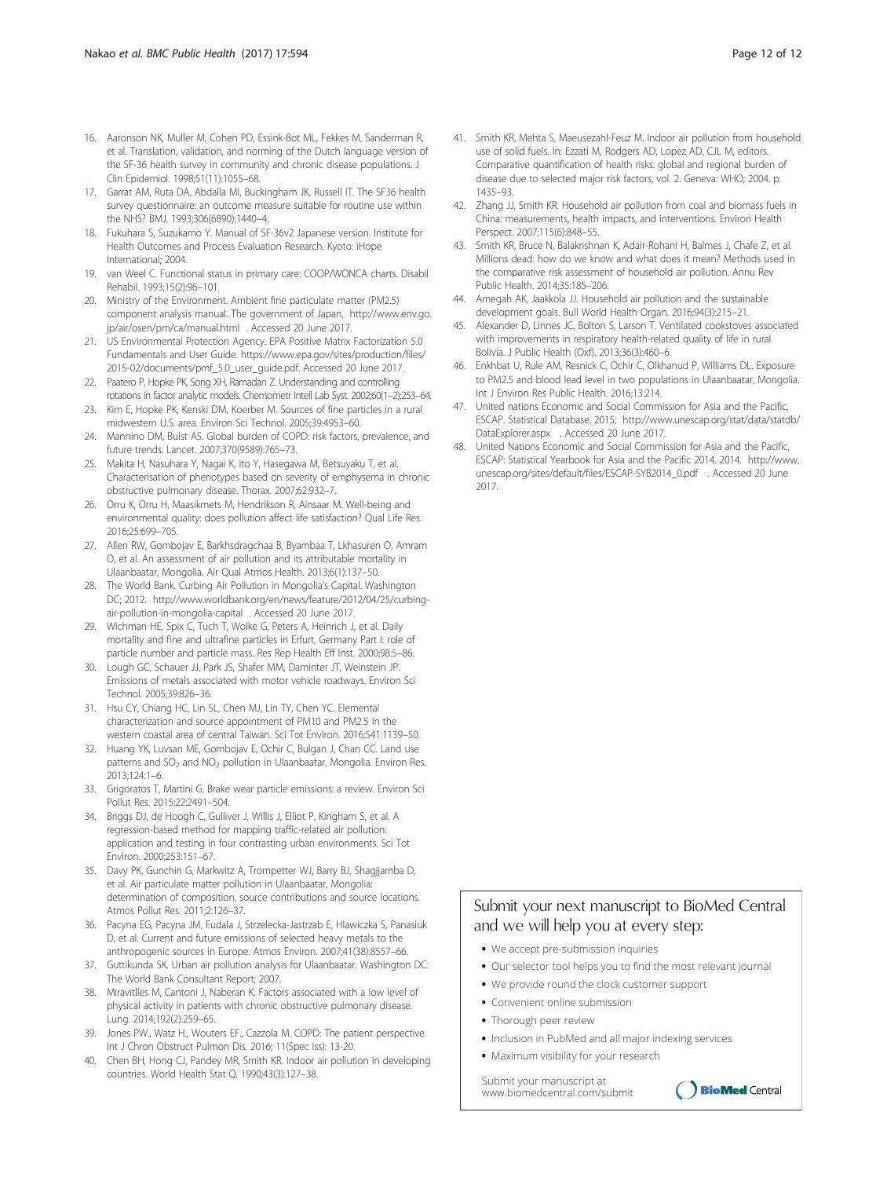16. Aaronson NK, Muller M, Cohen PD, Essink-Bot ML, Fekkes M, Sanderman R, et al. Translation, validation, and norming of the Dutch language version of the SF-36 health survey in community and chronic disease populations. J Clin Epidemiol. 1998;51(11):1055–68.
17. Garrat AM, Ruta DA, Abdalla MI, Buckingham JK, Russell IT. The SF36 health survey questionnaire: an outcome measure suitable for routine use within the NHS? BMJ. 1993;306(6890):1440–4.
18. Fukuhara S, Suzukamo Y. Manual of SF-36v2 Japanese version. Institute for Health Outcomes and Process Evaluation Research. Kyoto: iHope International; 2004.
19. van Weel C. Functional status in primary care: COOP/WONCA charts. Disabil Rehabil. 1993;15(2):96–101.
20. Ministry of the Environment. Ambient fine particulate matter (PM2.5) component analysis manual. The government of Japan, http://www.env.go.jp/air/osen/pm/ca/manual.html . Accessed 20 June 2017.
21. US Environmental Protection Agency. EPA Positive Matrix Factorization 5.0 Fundamentals and User Guide. https://www.epa.gov/sites/production/files/2015-02/documents/pmf_5.0_user_guide.pdf. Accessed 20 June 2017.
22. Paatero P, Hopke PK, Song XH, Ramadan Z. Understanding and controlling rotations in factor analytic models. Chemometr Intell Lab Syst. 2002;60(1–2):253–64.
23. Kim E, Hopke PK, Kenski DM, Koerber M. Sources of fine particles in a rural midwestern U.S. area. Environ Sci Technol. 2005;39:4953–60.
24. Mannino DM, Buist AS. Global burden of COPD: risk factors, prevalence, and future trends. Lancet. 2007;370(9589):765–73.
25. Makita H, Nasuhara Y, Nagai K, Ito Y, Hasegawa M, Betsuyaku T, et al. Characterisation of phenotypes based on severity of emphysema in chronic obstructive pulmonary disease. Thorax. 2007;62:932–7.
26. Orru K, Orru H, Maasikmets M, Hendrikson R, Ainsaar M. Well-being and environmental quality: does pollution affect life satisfaction? Qual Life Res. 2016;25:699–705.
27. Allen RW, Gombojav E, Barkhsdragchaa B, Byambaa T, Lkhasuren O, Amram O, et al. An assessment of air pollution and its attributable mortality in Ulaanbaatar, Mongolia. Air Qual Atmos Health. 2013;6(1):137–50.
28. The World Bank. Curbing Air Pollution in Mongolia's Capital. Washington DC; 2012. http://www.worldbank.org/en/news/feature/2012/04/25/curbing-air-pollution-in-mongolia-capital . Accessed 20 June 2017.
29. Wichman HE, Spix C, Tuch T, Wolke G, Peters A, Heinrich J, et al. Daily mortality and fine and ultrafine particles in Erfurt, Germany Part I: role of particle number and particle mass. Res Rep Health Eff Inst. 2000;98:5–86.
30. Lough GC, Schauer JJ, Park JS, Shafer MM, Daminter JT, Weinstein JP. Emissions of metals associated with motor vehicle roadways. Environ Sci Technol. 2005;39:826–36.
31. Hsu CY, Chiang HC, Lin SL, Chen MJ, Lin TY, Chen YC. Elemental characterization and source appointment of PM10 and PM2.5 in the western coastal area of central Taiwan. Sci Tot Environ. 2016;541:1139–50.
32. Huang YK, Luvsan ME, Gombojav E, Ochir C, Bulgan J, Chan CC. Land use patterns and $SO_2$ and $NO_2$ pollution in Ulaanbaatar, Mongolia. Environ Res. 2013;124:1–6.
33. Grigoratos T, Martini G. Brake wear particle emissions: a review. Environ Sci Pollut Res. 2015;22:2491–504.
34. Briggs DJ, de Hoogh C, Gulliver J, Willis J, Elliot P, Kingham S, et al. A regression-based method for mapping traffic-related air pollution: application and testing in four contrasting urban environments. Sci Tot Environ. 2000;253:151–67.
35. Davy PK, Gunchin G, Markwitz A, Trompetter WJ, Barry BJ, Shagjjamba D, et al. Air particulate matter pollution in Ulaanbaatar, Mongolia: determination of composition, source contributions and source locations. Atmos Pollut Res. 2011;2:126–37.
36. Pacyna EG, Pacyna JM, Fudala J, Strzelecka-Jastrzab E, Hlawiczka S, Panasiuk D, et al. Current and future emissions of selected heavy metals to the anthropogenic sources in Europe. Atmos Environ. 2007;41(38):8557–66.
37. Guttikunda SK. Urban air pollution analysis for Ulaanbaatar. Washington DC: The World Bank Consultant Report; 2007.
38. Miravitlles M, Cantoni J, Naberan K. Factors associated with a low level of physical activity in patients with chronic obstructive pulmonary disease. Lung. 2014;192(2):259–65.
39. Jones PW., Watz H., Wouters EF., Cazzola M. COPD: The patient perspective. Int J Chron Obstruct Pulmon Dis. 2016; 11(Spec Iss): 13-20.
40. Chen BH, Hong CJ, Pandey MR, Smith KR. Indoor air pollution in developing countries. World Health Stat Q. 1990;43(3):127–38.
41. Smith KR, Mehta S, Maeusezahl-Feuz M. Indoor air pollution from household use of solid fuels. In: Ezzati M, Rodgers AD, Lopez AD, CJL M, editors. Comparative quantification of health risks: global and regional burden of disease due to selected major risk factors, vol. 2. Geneva: WHO; 2004. p. 1435–93.
42. Zhang JJ, Smith KR. Household air pollution from coal and biomass fuels in China: measurements, health impacts, and interventions. Environ Health Perspect. 2007;115(6):848–55.
43. Smith KR, Bruce N, Balakrishnan K, Adair-Rohani H, Balmes J, Chafe Z, et al. Millions dead: how do we know and what does it mean? Methods used in the comparative risk assessment of household air pollution. Annu Rev Public Health. 2014;35:185–206.
44. Amegah AK, Jaakkola JJ. Household air pollution and the sustainable development goals. Bull World Health Organ. 2016;94(3):215–21.
45. Alexander D, Linnes JC, Bolton S, Larson T. Ventilated cookstoves associated with improvements in respiratory health-related quality of life in rural Bolivia. J Public Health (Oxf). 2013;36(3):460–6.
46. Enkhbat U, Rule AM, Resnick C, Ochir C, Olkhanud P, Williams DL. Exposure to PM2.5 and blood lead level in two populations in Ulaanbaatar, Mongolia. Int J Environ Res Public Health. 2016;13:214.
47. United nations Economic and Social Commission for Asia and the Pacific, ESCAP. Statistical Database. 2015; http://www.unescap.org/stat/data/statdb/DataExplorer.aspx . Accessed 20 June 2017.
48. United Nations Economic and Social Commission for Asia and the Pacific, ESCAP: Statistical Yearbook for Asia and the Pacific 2014. 2014. http://www.unescap.org/sites/default/files/ESCAP-SYB2014_0.pdf . Accessed 20 June 2017.

Submit your next manuscript to BioMed Central and we will help you at every step:

- We accept pre-submission inquiries
- Our selector tool helps you to find the most relevant journal
- We provide round the clock customer support
- Convenient online submission
- Thorough peer review
- Inclusion in PubMed and all major indexing services
- Maximum visibility for your research

Submit your manuscript at www.biomedcentral.com/submit

BioMed Central